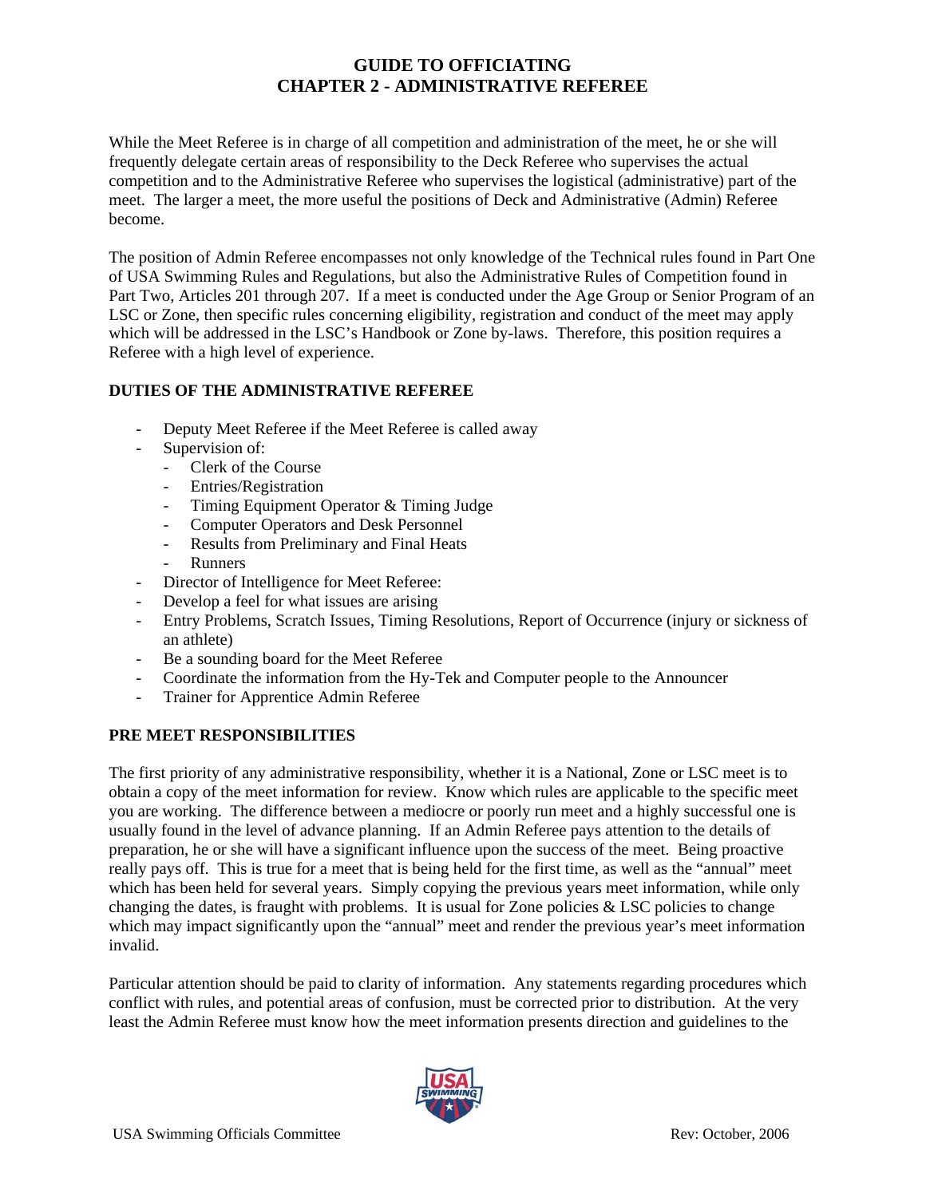# GUIDE TO OFFICIATING
# CHAPTER 2 - ADMINISTRATIVE REFEREE

While the Meet Referee is in charge of all competition and administration of the meet, he or she will frequently delegate certain areas of responsibility to the Deck Referee who supervises the actual competition and to the Administrative Referee who supervises the logistical (administrative) part of the meet. The larger a meet, the more useful the positions of Deck and Administrative (Admin) Referee become.

The position of Admin Referee encompasses not only knowledge of the Technical rules found in Part One of USA Swimming Rules and Regulations, but also the Administrative Rules of Competition found in Part Two, Articles 201 through 207. If a meet is conducted under the Age Group or Senior Program of an LSC or Zone, then specific rules concerning eligibility, registration and conduct of the meet may apply which will be addressed in the LSC's Handbook or Zone by-laws. Therefore, this position requires a Referee with a high level of experience.

## DUTIES OF THE ADMINISTRATIVE REFEREE

- Deputy Meet Referee if the Meet Referee is called away
- Supervision of:
  - Clerk of the Course
  - Entries/Registration
  - Timing Equipment Operator & Timing Judge
  - Computer Operators and Desk Personnel
  - Results from Preliminary and Final Heats
  - Runners
- Director of Intelligence for Meet Referee:
- Develop a feel for what issues are arising
- Entry Problems, Scratch Issues, Timing Resolutions, Report of Occurrence (injury or sickness of an athlete)
- Be a sounding board for the Meet Referee
- Coordinate the information from the Hy-Tek and Computer people to the Announcer
- Trainer for Apprentice Admin Referee

## PRE MEET RESPONSIBILITIES

The first priority of any administrative responsibility, whether it is a National, Zone or LSC meet is to obtain a copy of the meet information for review. Know which rules are applicable to the specific meet you are working. The difference between a mediocre or poorly run meet and a highly successful one is usually found in the level of advance planning. If an Admin Referee pays attention to the details of preparation, he or she will have a significant influence upon the success of the meet. Being proactive really pays off. This is true for a meet that is being held for the first time, as well as the "annual" meet which has been held for several years. Simply copying the previous years meet information, while only changing the dates, is fraught with problems. It is usual for Zone policies & LSC policies to change which may impact significantly upon the "annual" meet and render the previous year's meet information invalid.

Particular attention should be paid to clarity of information. Any statements regarding procedures which conflict with rules, and potential areas of confusion, must be corrected prior to distribution. At the very least the Admin Referee must know how the meet information presents direction and guidelines to the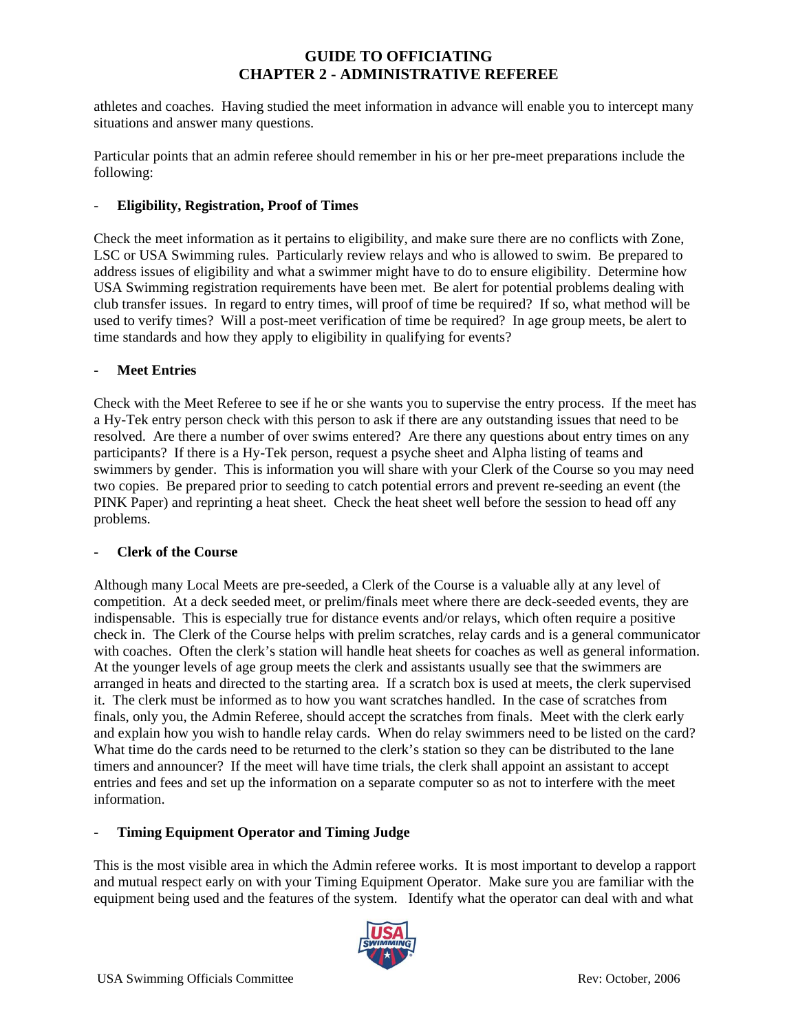athletes and coaches. Having studied the meet information in advance will enable you to intercept many situations and answer many questions.

Particular points that an admin referee should remember in his or her pre-meet preparations include the following:

- **Eligibility, Registration, Proof of Times**

Check the meet information as it pertains to eligibility, and make sure there are no conflicts with Zone, LSC or USA Swimming rules. Particularly review relays and who is allowed to swim. Be prepared to address issues of eligibility and what a swimmer might have to do to ensure eligibility. Determine how USA Swimming registration requirements have been met. Be alert for potential problems dealing with club transfer issues. In regard to entry times, will proof of time be required? If so, what method will be used to verify times? Will a post-meet verification of time be required? In age group meets, be alert to time standards and how they apply to eligibility in qualifying for events?

- **Meet Entries**

Check with the Meet Referee to see if he or she wants you to supervise the entry process. If the meet has a Hy-Tek entry person check with this person to ask if there are any outstanding issues that need to be resolved. Are there a number of over swims entered? Are there any questions about entry times on any participants? If there is a Hy-Tek person, request a psyche sheet and Alpha listing of teams and swimmers by gender. This is information you will share with your Clerk of the Course so you may need two copies. Be prepared prior to seeding to catch potential errors and prevent re-seeding an event (the PINK Paper) and reprinting a heat sheet. Check the heat sheet well before the session to head off any problems.

- **Clerk of the Course**

Although many Local Meets are pre-seeded, a Clerk of the Course is a valuable ally at any level of competition. At a deck seeded meet, or prelim/finals meet where there are deck-seeded events, they are indispensable. This is especially true for distance events and/or relays, which often require a positive check in. The Clerk of the Course helps with prelim scratches, relay cards and is a general communicator with coaches. Often the clerk's station will handle heat sheets for coaches as well as general information. At the younger levels of age group meets the clerk and assistants usually see that the swimmers are arranged in heats and directed to the starting area. If a scratch box is used at meets, the clerk supervised it. The clerk must be informed as to how you want scratches handled. In the case of scratches from finals, only you, the Admin Referee, should accept the scratches from finals. Meet with the clerk early and explain how you wish to handle relay cards. When do relay swimmers need to be listed on the card? What time do the cards need to be returned to the clerk's station so they can be distributed to the lane timers and announcer? If the meet will have time trials, the clerk shall appoint an assistant to accept entries and fees and set up the information on a separate computer so as not to interfere with the meet information.

- **Timing Equipment Operator and Timing Judge**

This is the most visible area in which the Admin referee works. It is most important to develop a rapport and mutual respect early on with your Timing Equipment Operator. Make sure you are familiar with the equipment being used and the features of the system. Identify what the operator can deal with and what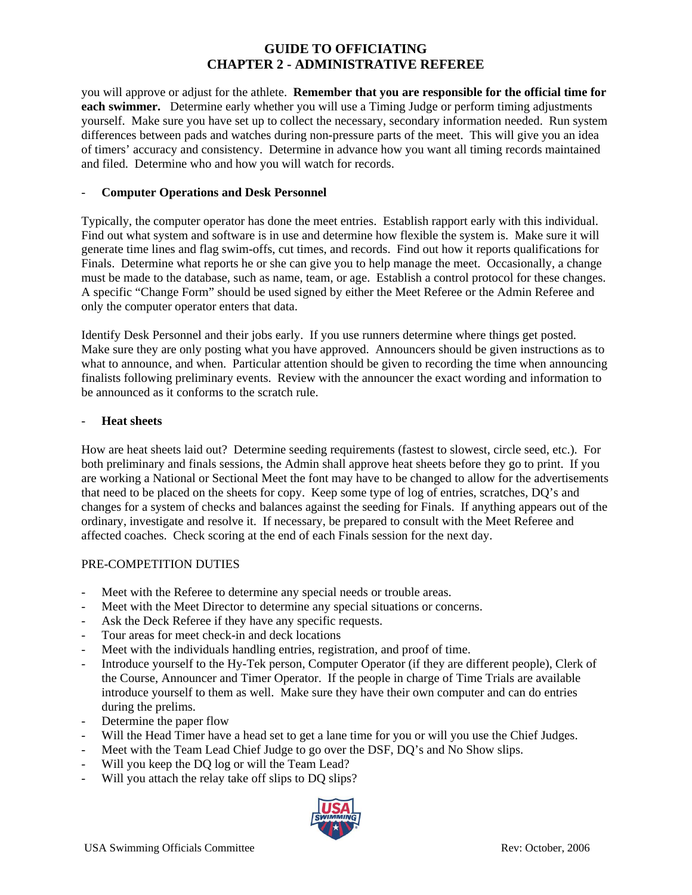you will approve or adjust for the athlete. **Remember that you are responsible for the official time for each swimmer.** Determine early whether you will use a Timing Judge or perform timing adjustments yourself. Make sure you have set up to collect the necessary, secondary information needed. Run system differences between pads and watches during non-pressure parts of the meet. This will give you an idea of timers' accuracy and consistency. Determine in advance how you want all timing records maintained and filed. Determine who and how you will watch for records.

- **Computer Operations and Desk Personnel**

Typically, the computer operator has done the meet entries. Establish rapport early with this individual. Find out what system and software is in use and determine how flexible the system is. Make sure it will generate time lines and flag swim-offs, cut times, and records. Find out how it reports qualifications for Finals. Determine what reports he or she can give you to help manage the meet. Occasionally, a change must be made to the database, such as name, team, or age. Establish a control protocol for these changes. A specific "Change Form" should be used signed by either the Meet Referee or the Admin Referee and only the computer operator enters that data.

Identify Desk Personnel and their jobs early. If you use runners determine where things get posted. Make sure they are only posting what you have approved. Announcers should be given instructions as to what to announce, and when. Particular attention should be given to recording the time when announcing finalists following preliminary events. Review with the announcer the exact wording and information to be announced as it conforms to the scratch rule.

- **Heat sheets**

How are heat sheets laid out? Determine seeding requirements (fastest to slowest, circle seed, etc.). For both preliminary and finals sessions, the Admin shall approve heat sheets before they go to print. If you are working a National or Sectional Meet the font may have to be changed to allow for the advertisements that need to be placed on the sheets for copy. Keep some type of log of entries, scratches, DQ's and changes for a system of checks and balances against the seeding for Finals. If anything appears out of the ordinary, investigate and resolve it. If necessary, be prepared to consult with the Meet Referee and affected coaches. Check scoring at the end of each Finals session for the next day.

PRE-COMPETITION DUTIES

- Meet with the Referee to determine any special needs or trouble areas.
- Meet with the Meet Director to determine any special situations or concerns.
- Ask the Deck Referee if they have any specific requests.
- Tour areas for meet check-in and deck locations
- Meet with the individuals handling entries, registration, and proof of time.
- Introduce yourself to the Hy-Tek person, Computer Operator (if they are different people), Clerk of the Course, Announcer and Timer Operator. If the people in charge of Time Trials are available introduce yourself to them as well. Make sure they have their own computer and can do entries during the prelims.
- Determine the paper flow
- Will the Head Timer have a head set to get a lane time for you or will you use the Chief Judges.
- Meet with the Team Lead Chief Judge to go over the DSF, DQ's and No Show slips.
- Will you keep the DQ log or will the Team Lead?
- Will you attach the relay take off slips to DQ slips?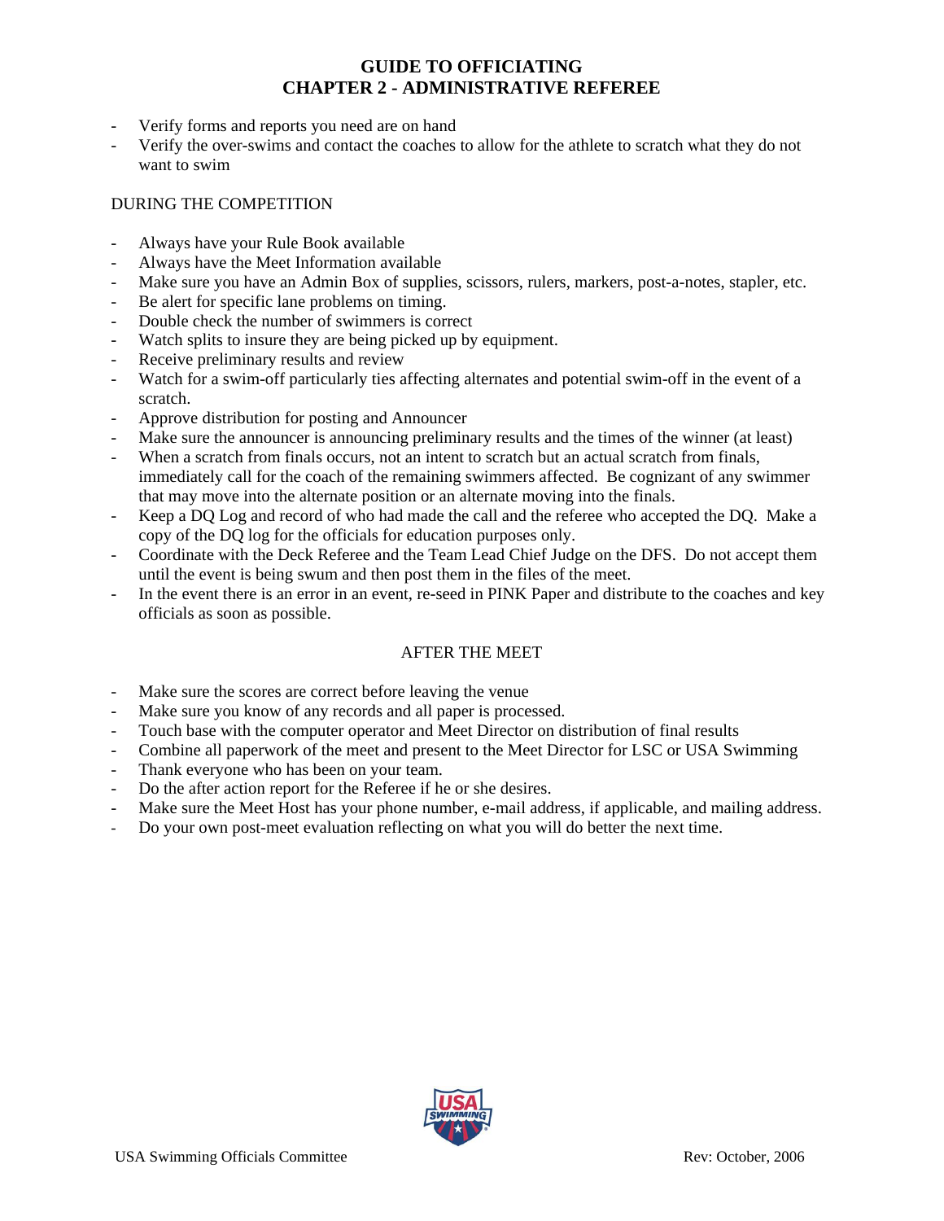- Verify forms and reports you need are on hand
- Verify the over-swims and contact the coaches to allow for the athlete to scratch what they do not want to swim

DURING THE COMPETITION

- Always have your Rule Book available
- Always have the Meet Information available
- Make sure you have an Admin Box of supplies, scissors, rulers, markers, post-a-notes, stapler, etc.
- Be alert for specific lane problems on timing.
- Double check the number of swimmers is correct
- Watch splits to insure they are being picked up by equipment.
- Receive preliminary results and review
- Watch for a swim-off particularly ties affecting alternates and potential swim-off in the event of a scratch.
- Approve distribution for posting and Announcer
- Make sure the announcer is announcing preliminary results and the times of the winner (at least)
- When a scratch from finals occurs, not an intent to scratch but an actual scratch from finals, immediately call for the coach of the remaining swimmers affected. Be cognizant of any swimmer that may move into the alternate position or an alternate moving into the finals.
- Keep a DQ Log and record of who had made the call and the referee who accepted the DQ. Make a copy of the DQ log for the officials for education purposes only.
- Coordinate with the Deck Referee and the Team Lead Chief Judge on the DFS. Do not accept them until the event is being swum and then post them in the files of the meet.
- In the event there is an error in an event, re-seed in PINK Paper and distribute to the coaches and key officials as soon as possible.

AFTER THE MEET

- Make sure the scores are correct before leaving the venue
- Make sure you know of any records and all paper is processed.
- Touch base with the computer operator and Meet Director on distribution of final results
- Combine all paperwork of the meet and present to the Meet Director for LSC or USA Swimming
- Thank everyone who has been on your team.
- Do the after action report for the Referee if he or she desires.
- Make sure the Meet Host has your phone number, e-mail address, if applicable, and mailing address.
- Do your own post-meet evaluation reflecting on what you will do better the next time.